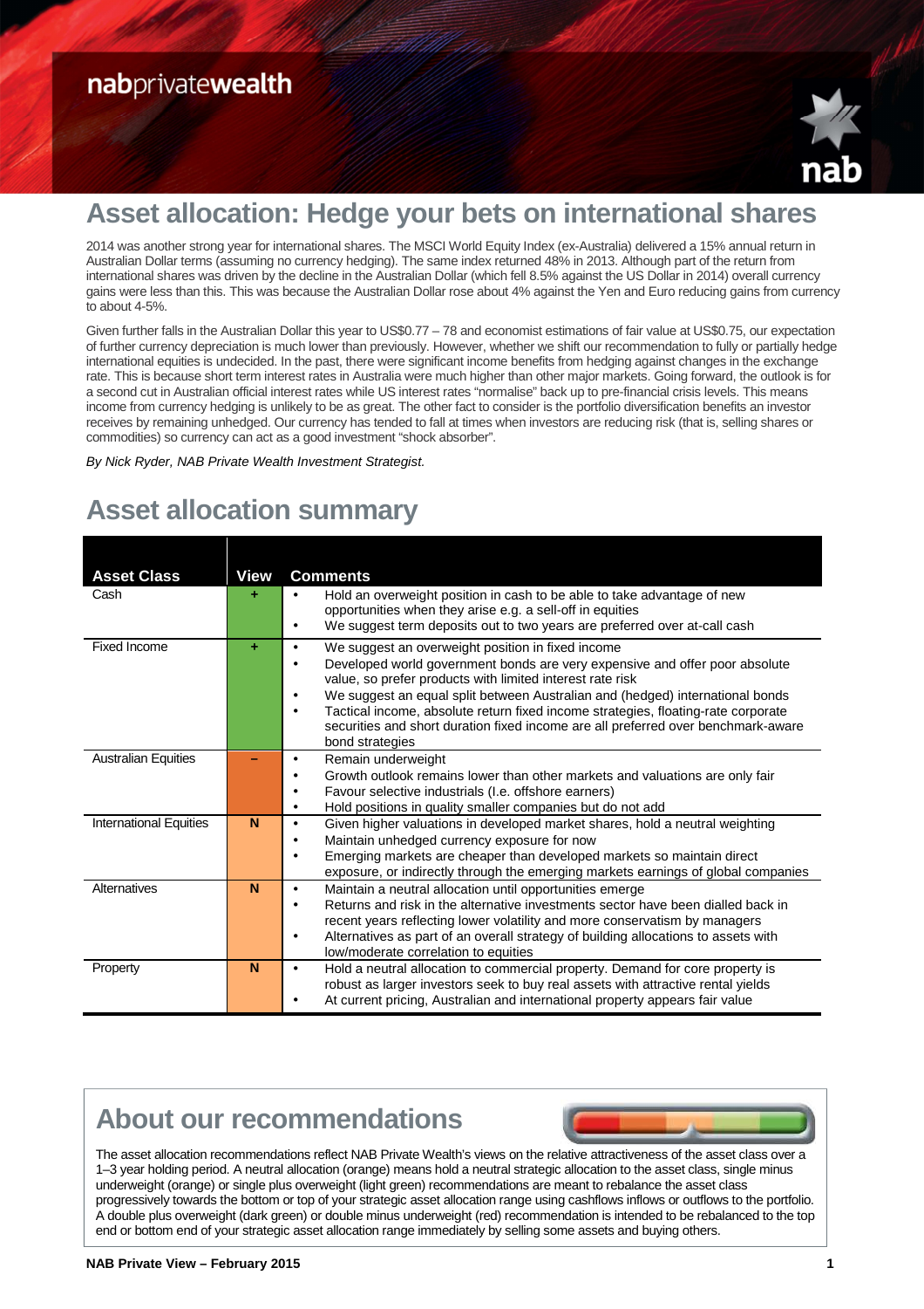nabprivatewealth

# Asset allocation: Hedge your bets on international shares

2014 was another strong year for international shares. The MSCI World Equity Index (ex-Australia) delivered a 15% annual return in Australian Dollar terms (assuming no currency hedging). The same index returned 48% in 2013. Although part of the return from international shares was driven by the decline in the Australian Dollar (which fell 8.5% against the US Dollar in 2014) overall currency gains were less than this. This was because the Australian Dollar rose about 4% against the Yen and Euro reducing gains from currency to about 4-5%.

Given further falls in the Australian Dollar this year to US$0.77 – 78 and economist estimations of fair value at US$0.75, our expectation of further currency depreciation is much lower than previously. However, whether we shift our recommendation to fully or partially hedge international equities is undecided. In the past, there were significant income benefits from hedging against changes in the exchange rate. This is because short term interest rates in Australia were much higher than other major markets. Going forward, the outlook is for a second cut in Australian official interest rates while US interest rates "normalise" back up to pre-financial crisis levels. This means income from currency hedging is unlikely to be as great. The other fact to consider is the portfolio diversification benefits an investor receives by remaining unhedged. Our currency has tended to fall at times when investors are reducing risk (that is, selling shares or commodities) so currency can act as a good investment "shock absorber".

*By Nick Ryder, NAB Private Wealth Investment Strategist.*

# Asset allocation summary

| Asset Class | View | Comments |
|---|---|---|
| Cash | + | • Hold an overweight position in cash to be able to take advantage of new opportunities when they arise e.g. a sell-off in equities<br>• We suggest term deposits out to two years are preferred over at-call cash |
| Fixed Income | + | • We suggest an overweight position in fixed income<br>• Developed world government bonds are very expensive and offer poor absolute value, so prefer products with limited interest rate risk<br>• We suggest an equal split between Australian and (hedged) international bonds<br>• Tactical income, absolute return fixed income strategies, floating-rate corporate securities and short duration fixed income are all preferred over benchmark-aware bond strategies |
| Australian Equities | – | • Remain underweight<br>• Growth outlook remains lower than other markets and valuations are only fair<br>• Favour selective industrials (I.e. offshore earners)<br>• Hold positions in quality smaller companies but do not add |
| International Equities | N | • Given higher valuations in developed market shares, hold a neutral weighting<br>• Maintain unhedged currency exposure for now<br>• Emerging markets are cheaper than developed markets so maintain direct exposure, or indirectly through the emerging markets earnings of global companies |
| Alternatives | N | • Maintain a neutral allocation until opportunities emerge<br>• Returns and risk in the alternative investments sector have been dialled back in recent years reflecting lower volatility and more conservatism by managers<br>• Alternatives as part of an overall strategy of building allocations to assets with low/moderate correlation to equities |
| Property | N | • Hold a neutral allocation to commercial property. Demand for core property is robust as larger investors seek to buy real assets with attractive rental yields<br>• At current pricing, Australian and international property appears fair value |

## About our recommendations

The asset allocation recommendations reflect NAB Private Wealth's views on the relative attractiveness of the asset class over a 1–3 year holding period. A neutral allocation (orange) means hold a neutral strategic allocation to the asset class, single minus underweight (orange) or single plus overweight (light green) recommendations are meant to rebalance the asset class progressively towards the bottom or top of your strategic asset allocation range using cashflows inflows or outflows to the portfolio. A double plus overweight (dark green) or double minus underweight (red) recommendation is intended to be rebalanced to the top end or bottom end of your strategic asset allocation range immediately by selling some assets and buying others.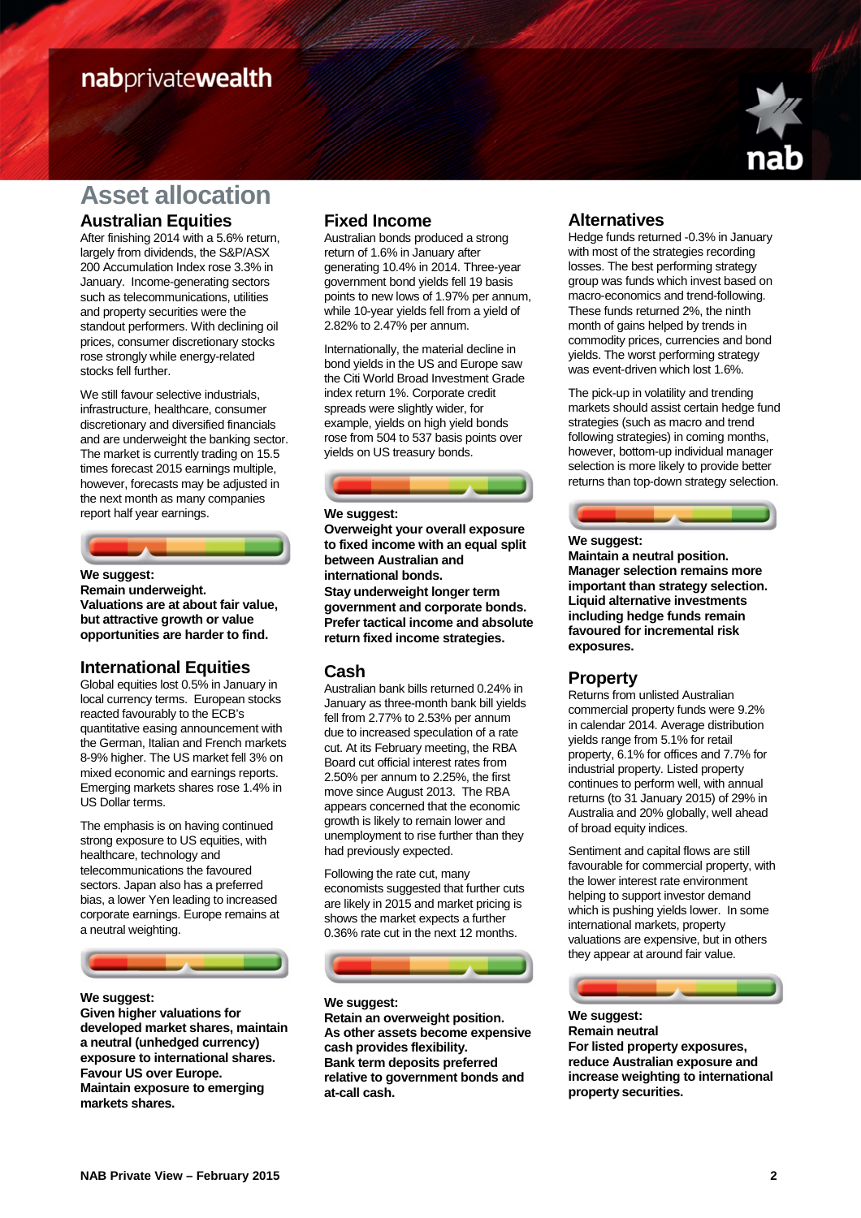# Asset allocation

## Australian Equities

After finishing 2014 with a 5.6% return, largely from dividends, the S&P/ASX 200 Accumulation Index rose 3.3% in January. Income-generating sectors such as telecommunications, utilities and property securities were the standout performers. With declining oil prices, consumer discretionary stocks rose strongly while energy-related stocks fell further.

We still favour selective industrials, infrastructure, healthcare, consumer discretionary and diversified financials and are underweight the banking sector. The market is currently trading on 15.5 times forecast 2015 earnings multiple, however, forecasts may be adjusted in the next month as many companies report half year earnings.

**We suggest:**
**Remain underweight.**
**Valuations are at about fair value, but attractive growth or value opportunities are harder to find.**

## International Equities

Global equities lost 0.5% in January in local currency terms. European stocks reacted favourably to the ECB's quantitative easing announcement with the German, Italian and French markets 8-9% higher. The US market fell 3% on mixed economic and earnings reports. Emerging markets shares rose 1.4% in US Dollar terms.

The emphasis is on having continued strong exposure to US equities, with healthcare, technology and telecommunications the favoured sectors. Japan also has a preferred bias, a lower Yen leading to increased corporate earnings. Europe remains at a neutral weighting.

**We suggest:**
**Given higher valuations for developed market shares, maintain a neutral (unhedged currency) exposure to international shares.**
**Favour US over Europe.**
**Maintain exposure to emerging markets shares.**

## Fixed Income

Australian bonds produced a strong return of 1.6% in January after generating 10.4% in 2014. Three-year government bond yields fell 19 basis points to new lows of 1.97% per annum, while 10-year yields fell from a yield of 2.82% to 2.47% per annum.

Internationally, the material decline in bond yields in the US and Europe saw the Citi World Broad Investment Grade index return 1%. Corporate credit spreads were slightly wider, for example, yields on high yield bonds rose from 504 to 537 basis points over yields on US treasury bonds.

**We suggest:**
**Overweight your overall exposure to fixed income with an equal split between Australian and international bonds.**
**Stay underweight longer term government and corporate bonds.**
**Prefer tactical income and absolute return fixed income strategies.**

## Cash

Australian bank bills returned 0.24% in January as three-month bank bill yields fell from 2.77% to 2.53% per annum due to increased speculation of a rate cut. At its February meeting, the RBA Board cut official interest rates from 2.50% per annum to 2.25%, the first move since August 2013. The RBA appears concerned that the economic growth is likely to remain lower and unemployment to rise further than they had previously expected.

Following the rate cut, many economists suggested that further cuts are likely in 2015 and market pricing is shows the market expects a further 0.36% rate cut in the next 12 months.

**We suggest:**
**Retain an overweight position.**
**As other assets become expensive cash provides flexibility.**
**Bank term deposits preferred relative to government bonds and at-call cash.**

## Alternatives

Hedge funds returned -0.3% in January with most of the strategies recording losses. The best performing strategy group was funds which invest based on macro-economics and trend-following. These funds returned 2%, the ninth month of gains helped by trends in commodity prices, currencies and bond yields. The worst performing strategy was event-driven which lost 1.6%.

The pick-up in volatility and trending markets should assist certain hedge fund strategies (such as macro and trend following strategies) in coming months, however, bottom-up individual manager selection is more likely to provide better returns than top-down strategy selection.

**We suggest:**
**Maintain a neutral position.**
**Manager selection remains more important than strategy selection.**
**Liquid alternative investments including hedge funds remain favoured for incremental risk exposures.**

## Property

Returns from unlisted Australian commercial property funds were 9.2% in calendar 2014. Average distribution yields range from 5.1% for retail property, 6.1% for offices and 7.7% for industrial property. Listed property continues to perform well, with annual returns (to 31 January 2015) of 29% in Australia and 20% globally, well ahead of broad equity indices.

Sentiment and capital flows are still favourable for commercial property, with the lower interest rate environment helping to support investor demand which is pushing yields lower. In some international markets, property valuations are expensive, but in others they appear at around fair value.

**We suggest:**
**Remain neutral**
**For listed property exposures, reduce Australian exposure and increase weighting to international property securities.**